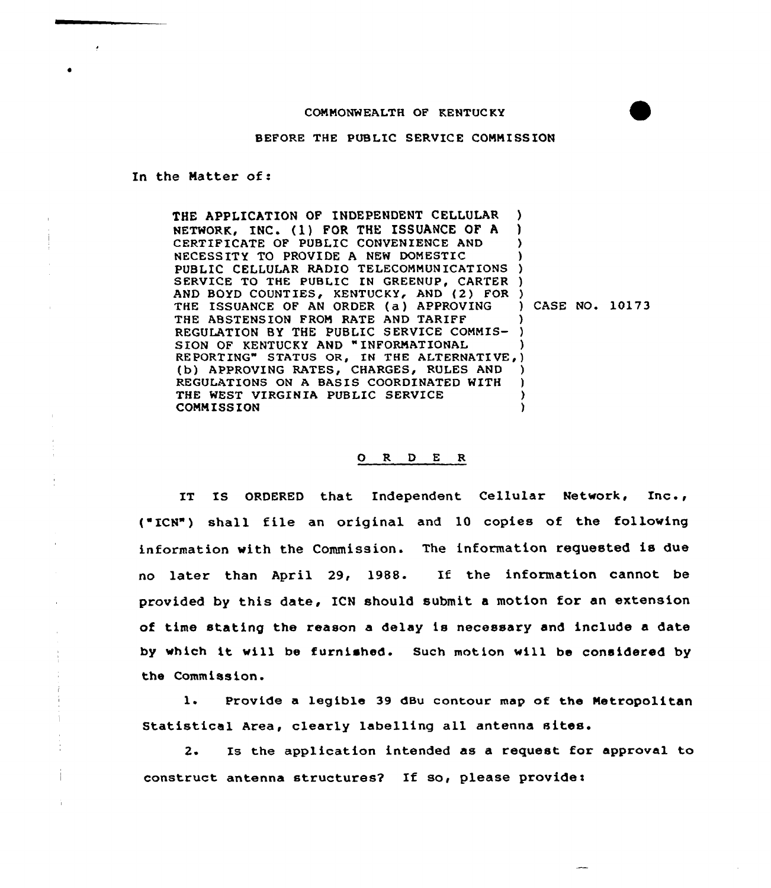COMMONWEALTH OF KENTUCKY

BEFORE THE PUBLIC SERVICE COMMISSION

In the Matter of:

THE APPLICATION OF INDEPENDENT CELLULAR NETWORK, INC. (1) FOR THE ISSUANCE OF A CERTIFICATE OF PUBLIC CONVENIENCE AND NECESSITY TO PROVIDE A NEW DOMESTIC PUBLIC CELLULAR RADIO TELECOMMUNICATIONS SERVICE TO THE PUBLIC IN GREENUP, CARTER AND BOYD COUNTIES, KENTUCKY, AND (2) FOR THE ISSUANCE OF AN ORDER (a) APPROVING THE ABSTENSION FROM RATE AND TARIFF REGULATION BY THE PUBLIC SERVICE COMMISSION OF KENTUCKY AND "INFORMATIONAL REPORTING" STATUS OR, IN THE ALTERNATIVE, (b) APPROVING RATES, CHARGES, RULES AND REGULATIONS ON A BASIS COORDINATED WITH THE WEST VIRGINIA PUBLIC SERVICE COMMISSION ) CASE NO. 10173

O R D E R

IT IS ORDERED that Independent Cellular Network, Inc., ("ICN") shall file an original and 10 copies of the following information with the Commission. The information requested is due no later than April 29, 1988. If the information cannot be provided by this date, ICN should submit a motion for an extension of time stating the reason a delay is necessary and include a date by which it will be furnished. Such motion will be considered by the Commission.

1. Provide a legible 39 dBu contour map of the Metropolitan Statistical Area, clearly labelling all antenna sites.

2. Is the application intended as a request for approval to construct antenna structures? If so, please provide: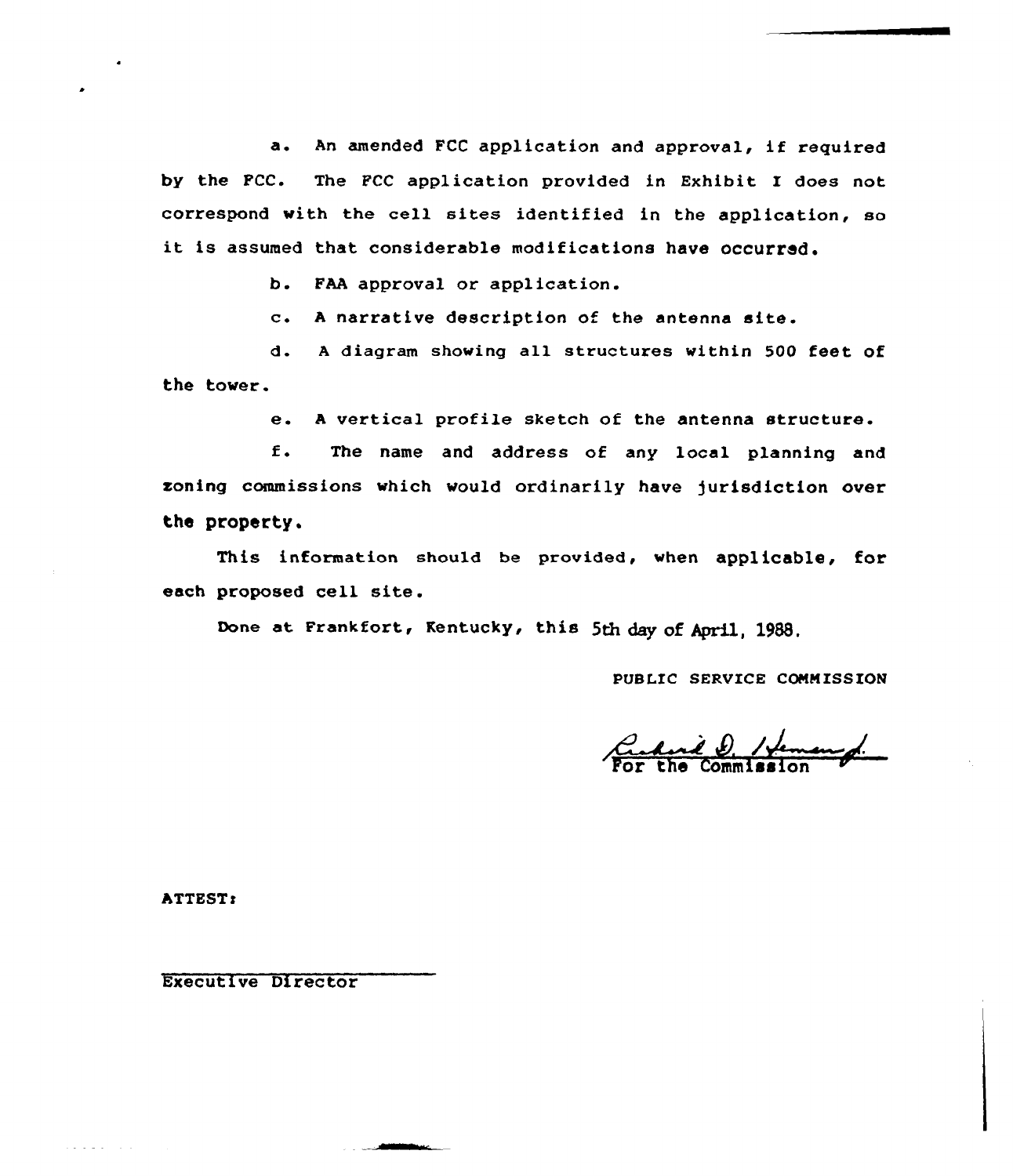a. An amended FCC application and approval, if required by the FCC. The FCC application provided in Exhibit I does not correspond with the cell sites identified in the application, so it is assumed that considerable modifications have occurred.

b. FAA approval or application.

c. A narrative description of the antenna site.

d. A diagram showing all structures within 500 feet of the tower.

e. A vertical profile sketch of the antenna structure.

f. The name and address of any local planning and zoning commissions which would ordinarily have jurisdiction over the property.

This information should be provided, when applicable, for each proposed cell site.

Done at Frankfort, Kentucky, this 5th day of April, 1988.

PUBLIC SERVICE COMMISSION

For the Commission

ATTEST:

Executive Director